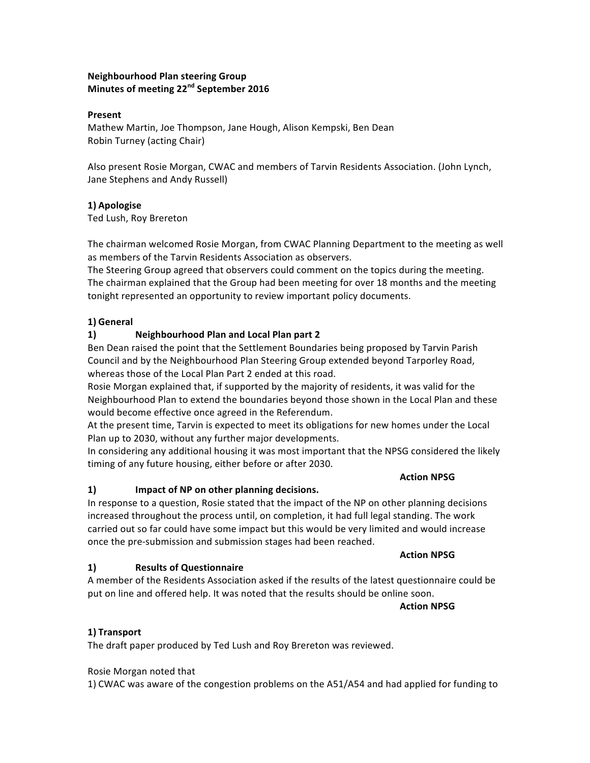**Neighbourhood Plan steering Group**
**Minutes of meeting 22nd September 2016**

**Present**
Mathew Martin, Joe Thompson, Jane Hough, Alison Kempski, Ben Dean
Robin Turney (acting Chair)

Also present Rosie Morgan, CWAC and members of Tarvin Residents Association. (John Lynch, Jane Stephens and Andy Russell)

**1) Apologise**
Ted Lush, Roy Brereton

The chairman welcomed Rosie Morgan, from CWAC Planning Department to the meeting as well as members of the Tarvin Residents Association as observers.
The Steering Group agreed that observers could comment on the topics during the meeting.
The chairman explained that the Group had been meeting for over 18 months and the meeting tonight represented an opportunity to review important policy documents.

**1) General**

**1) Neighbourhood Plan and Local Plan part 2**
Ben Dean raised the point that the Settlement Boundaries being proposed by Tarvin Parish Council and by the Neighbourhood Plan Steering Group extended beyond Tarporley Road, whereas those of the Local Plan Part 2 ended at this road.
Rosie Morgan explained that, if supported by the majority of residents, it was valid for the Neighbourhood Plan to extend the boundaries beyond those shown in the Local Plan and these would become effective once agreed in the Referendum.
At the present time, Tarvin is expected to meet its obligations for new homes under the Local Plan up to 2030, without any further major developments.
In considering any additional housing it was most important that the NPSG considered the likely timing of any future housing, either before or after 2030.

**Action NPSG**

**1) Impact of NP on other planning decisions.**
In response to a question, Rosie stated that the impact of the NP on other planning decisions increased throughout the process until, on completion, it had full legal standing. The work carried out so far could have some impact but this would be very limited and would increase once the pre-submission and submission stages had been reached.

**Action NPSG**

**1) Results of Questionnaire**
A member of the Residents Association asked if the results of the latest questionnaire could be put on line and offered help. It was noted that the results should be online soon.

**Action NPSG**

**1) Transport**
The draft paper produced by Ted Lush and Roy Brereton was reviewed.

Rosie Morgan noted that
1) CWAC was aware of the congestion problems on the A51/A54 and had applied for funding to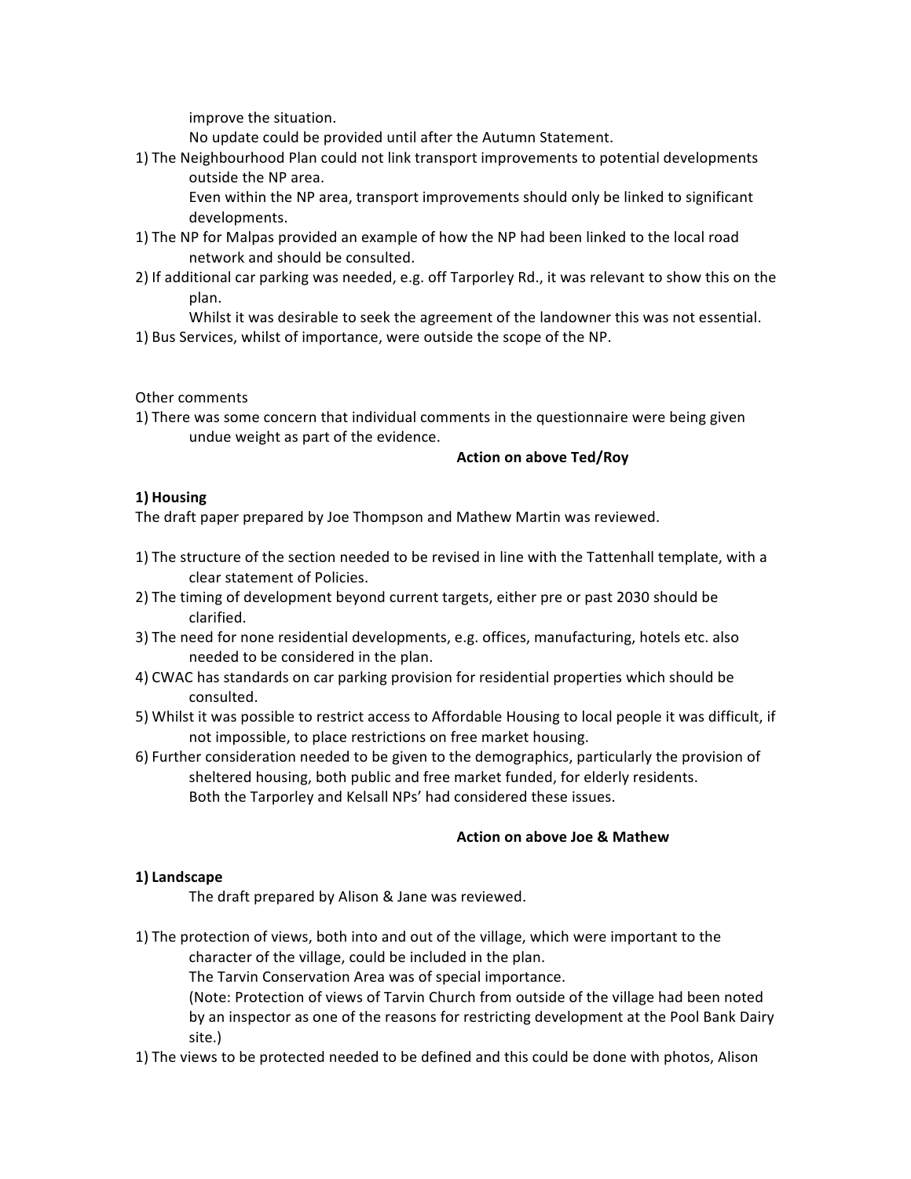improve the situation.
No update could be provided until after the Autumn Statement.

1) The Neighbourhood Plan could not link transport improvements to potential developments outside the NP area.
   Even within the NP area, transport improvements should only be linked to significant developments.
1) The NP for Malpas provided an example of how the NP had been linked to the local road network and should be consulted.
2) If additional car parking was needed, e.g. off Tarporley Rd., it was relevant to show this on the plan.
   Whilst it was desirable to seek the agreement of the landowner this was not essential.
1) Bus Services, whilst of importance, were outside the scope of the NP.

Other comments

1) There was some concern that individual comments in the questionnaire were being given undue weight as part of the evidence.

**Action on above Ted/Roy**

**1) Housing**

The draft paper prepared by Joe Thompson and Mathew Martin was reviewed.

1) The structure of the section needed to be revised in line with the Tattenhall template, with a clear statement of Policies.
2) The timing of development beyond current targets, either pre or past 2030 should be clarified.
3) The need for none residential developments, e.g. offices, manufacturing, hotels etc. also needed to be considered in the plan.
4) CWAC has standards on car parking provision for residential properties which should be consulted.
5) Whilst it was possible to restrict access to Affordable Housing to local people it was difficult, if not impossible, to place restrictions on free market housing.
6) Further consideration needed to be given to the demographics, particularly the provision of sheltered housing, both public and free market funded, for elderly residents.
   Both the Tarporley and Kelsall NPs' had considered these issues.

**Action on above Joe & Mathew**

**1) Landscape**

The draft prepared by Alison & Jane was reviewed.

1) The protection of views, both into and out of the village, which were important to the character of the village, could be included in the plan.
   The Tarvin Conservation Area was of special importance.
   (Note: Protection of views of Tarvin Church from outside of the village had been noted by an inspector as one of the reasons for restricting development at the Pool Bank Dairy site.)
1) The views to be protected needed to be defined and this could be done with photos, Alison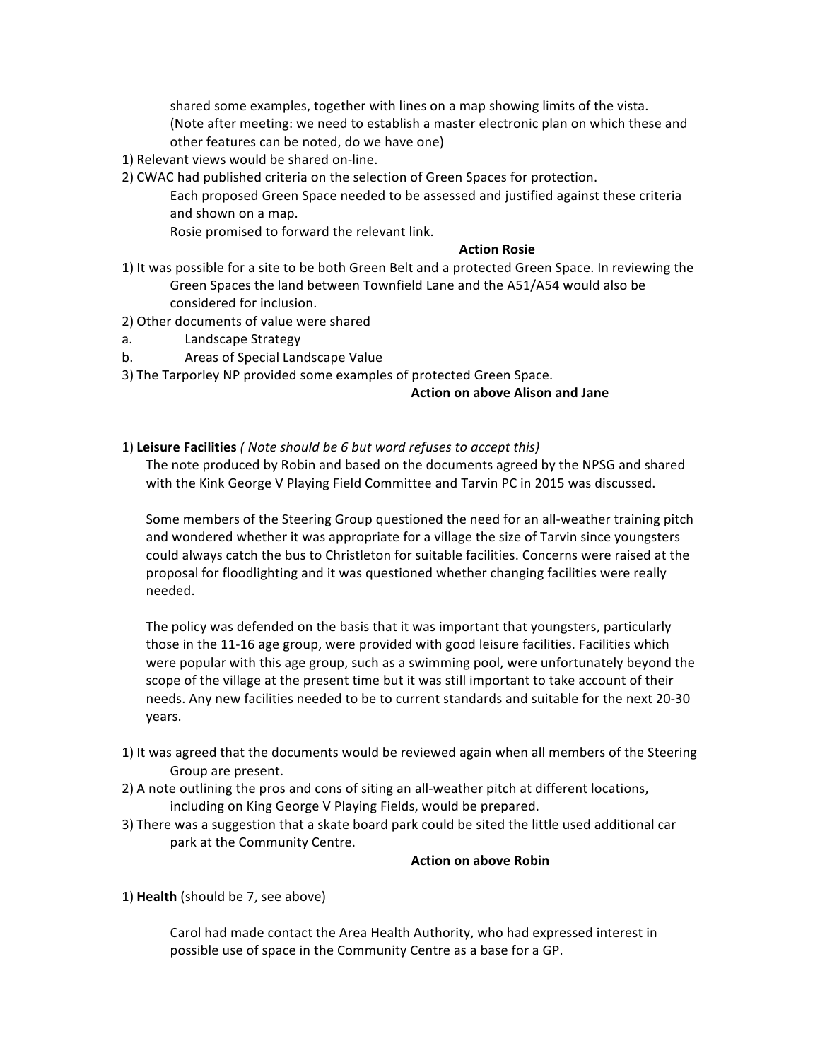shared some examples, together with lines on a map showing limits of the vista. (Note after meeting: we need to establish a master electronic plan on which these and other features can be noted, do we have one)

1) Relevant views would be shared on-line.
2) CWAC had published criteria on the selection of Green Spaces for protection.
   Each proposed Green Space needed to be assessed and justified against these criteria and shown on a map.
   Rosie promised to forward the relevant link.

**Action Rosie**

1) It was possible for a site to be both Green Belt and a protected Green Space. In reviewing the Green Spaces the land between Townfield Lane and the A51/A54 would also be considered for inclusion.
2) Other documents of value were shared
   a. Landscape Strategy
   b. Areas of Special Landscape Value
3) The Tarporley NP provided some examples of protected Green Space.

**Action on above Alison and Jane**

1) **Leisure Facilities** *( Note should be 6 but word refuses to accept this)*

The note produced by Robin and based on the documents agreed by the NPSG and shared with the Kink George V Playing Field Committee and Tarvin PC in 2015 was discussed.

Some members of the Steering Group questioned the need for an all-weather training pitch and wondered whether it was appropriate for a village the size of Tarvin since youngsters could always catch the bus to Christleton for suitable facilities. Concerns were raised at the proposal for floodlighting and it was questioned whether changing facilities were really needed.

The policy was defended on the basis that it was important that youngsters, particularly those in the 11-16 age group, were provided with good leisure facilities. Facilities which were popular with this age group, such as a swimming pool, were unfortunately beyond the scope of the village at the present time but it was still important to take account of their needs. Any new facilities needed to be to current standards and suitable for the next 20-30 years.

1) It was agreed that the documents would be reviewed again when all members of the Steering Group are present.
2) A note outlining the pros and cons of siting an all-weather pitch at different locations, including on King George V Playing Fields, would be prepared.
3) There was a suggestion that a skate board park could be sited the little used additional car park at the Community Centre.

**Action on above Robin**

1) **Health** (should be 7, see above)

Carol had made contact the Area Health Authority, who had expressed interest in possible use of space in the Community Centre as a base for a GP.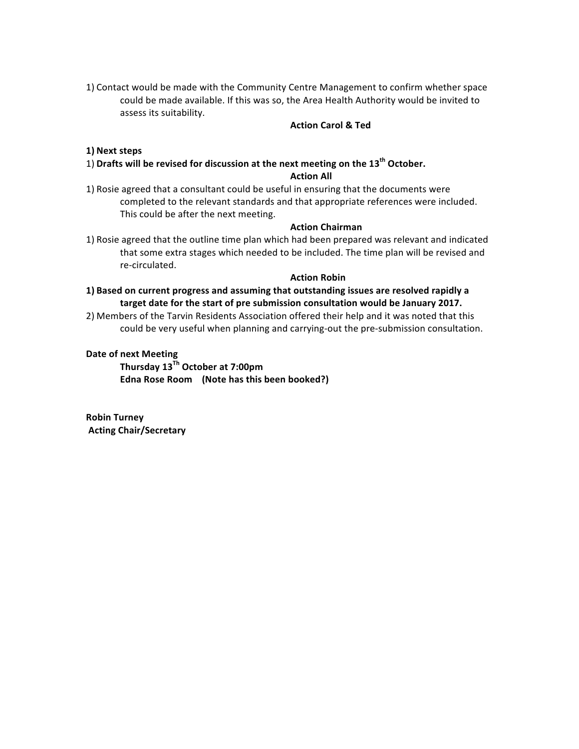1) Contact would be made with the Community Centre Management to confirm whether space could be made available. If this was so, the Area Health Authority would be invited to assess its suitability.

**Action Carol & Ted**

**1) Next steps**

1) **Drafts will be revised for discussion at the next meeting on the 13th October.**

**Action All**

1) Rosie agreed that a consultant could be useful in ensuring that the documents were completed to the relevant standards and that appropriate references were included. This could be after the next meeting.

**Action Chairman**

1) Rosie agreed that the outline time plan which had been prepared was relevant and indicated that some extra stages which needed to be included. The time plan will be revised and re-circulated.

**Action Robin**

**1) Based on current progress and assuming that outstanding issues are resolved rapidly a target date for the start of pre submission consultation would be January 2017.**

2) Members of the Tarvin Residents Association offered their help and it was noted that this could be very useful when planning and carrying-out the pre-submission consultation.

**Date of next Meeting**

**Thursday 13Th October at 7:00pm**

**Edna Rose Room (Note has this been booked?)**

**Robin Turney**

**Acting Chair/Secretary**